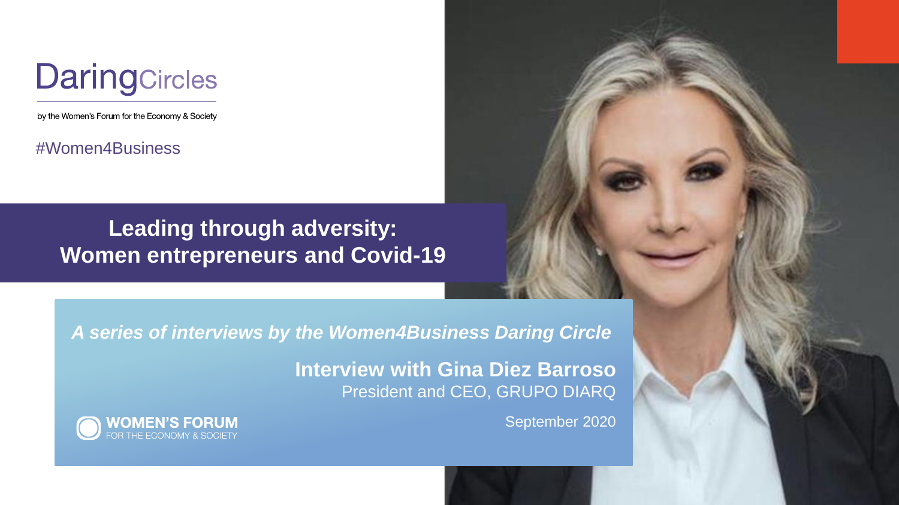DaringCircles

by the Women's Forum for the Economy & Society

#Women4Business

# Leading through adversity: Women entrepreneurs and Covid-19

*A series of interviews by the Women4Business Daring Circle*

## Interview with Gina Diez Barroso

President and CEO, GRUPO DIARQ

September 2020

WOMEN'S FORUM
FOR THE ECONOMY & SOCIETY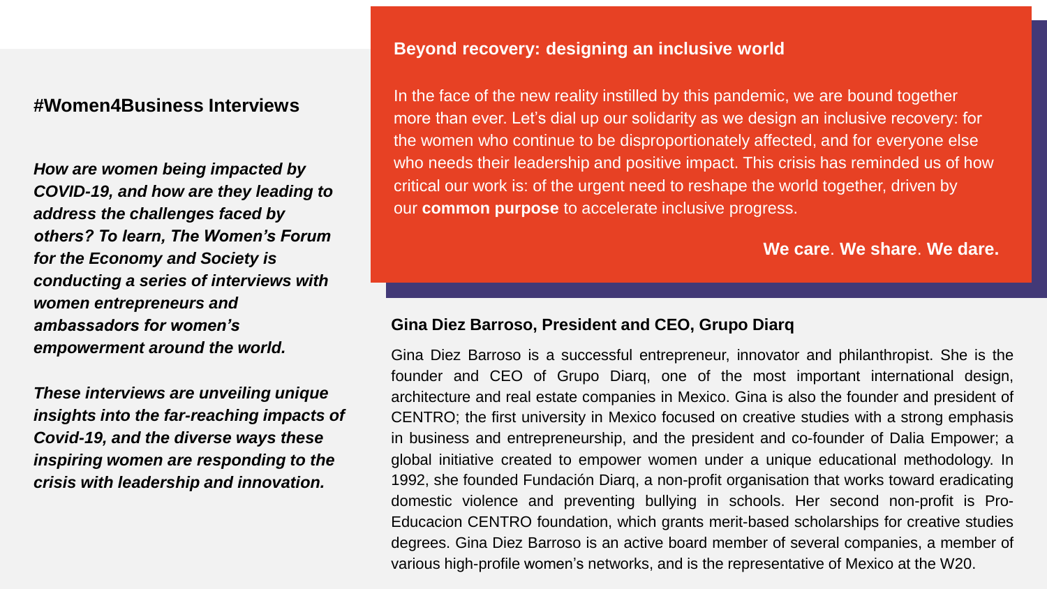## #Women4Business Interviews

***How are women being impacted by COVID-19, and how are they leading to address the challenges faced by others? To learn, The Women's Forum for the Economy and Society is conducting a series of interviews with women entrepreneurs and ambassadors for women's empowerment around the world.***

***These interviews are unveiling unique insights into the far-reaching impacts of Covid-19, and the diverse ways these inspiring women are responding to the crisis with leadership and innovation.***

### Beyond recovery: designing an inclusive world

In the face of the new reality instilled by this pandemic, we are bound together more than ever. Let's dial up our solidarity as we design an inclusive recovery: for the women who continue to be disproportionately affected, and for everyone else who needs their leadership and positive impact. This crisis has reminded us of how critical our work is: of the urgent need to reshape the world together, driven by our **common purpose** to accelerate inclusive progress.

**We care**. **We share**. **We dare.**

### Gina Diez Barroso, President and CEO, Grupo Diarq

Gina Diez Barroso is a successful entrepreneur, innovator and philanthropist. She is the founder and CEO of Grupo Diarq, one of the most important international design, architecture and real estate companies in Mexico. Gina is also the founder and president of CENTRO; the first university in Mexico focused on creative studies with a strong emphasis in business and entrepreneurship, and the president and co-founder of Dalia Empower; a global initiative created to empower women under a unique educational methodology. In 1992, she founded Fundación Diarq, a non-profit organisation that works toward eradicating domestic violence and preventing bullying in schools. Her second non-profit is Pro-Educacion CENTRO foundation, which grants merit-based scholarships for creative studies degrees. Gina Diez Barroso is an active board member of several companies, a member of various high-profile women's networks, and is the representative of Mexico at the W20.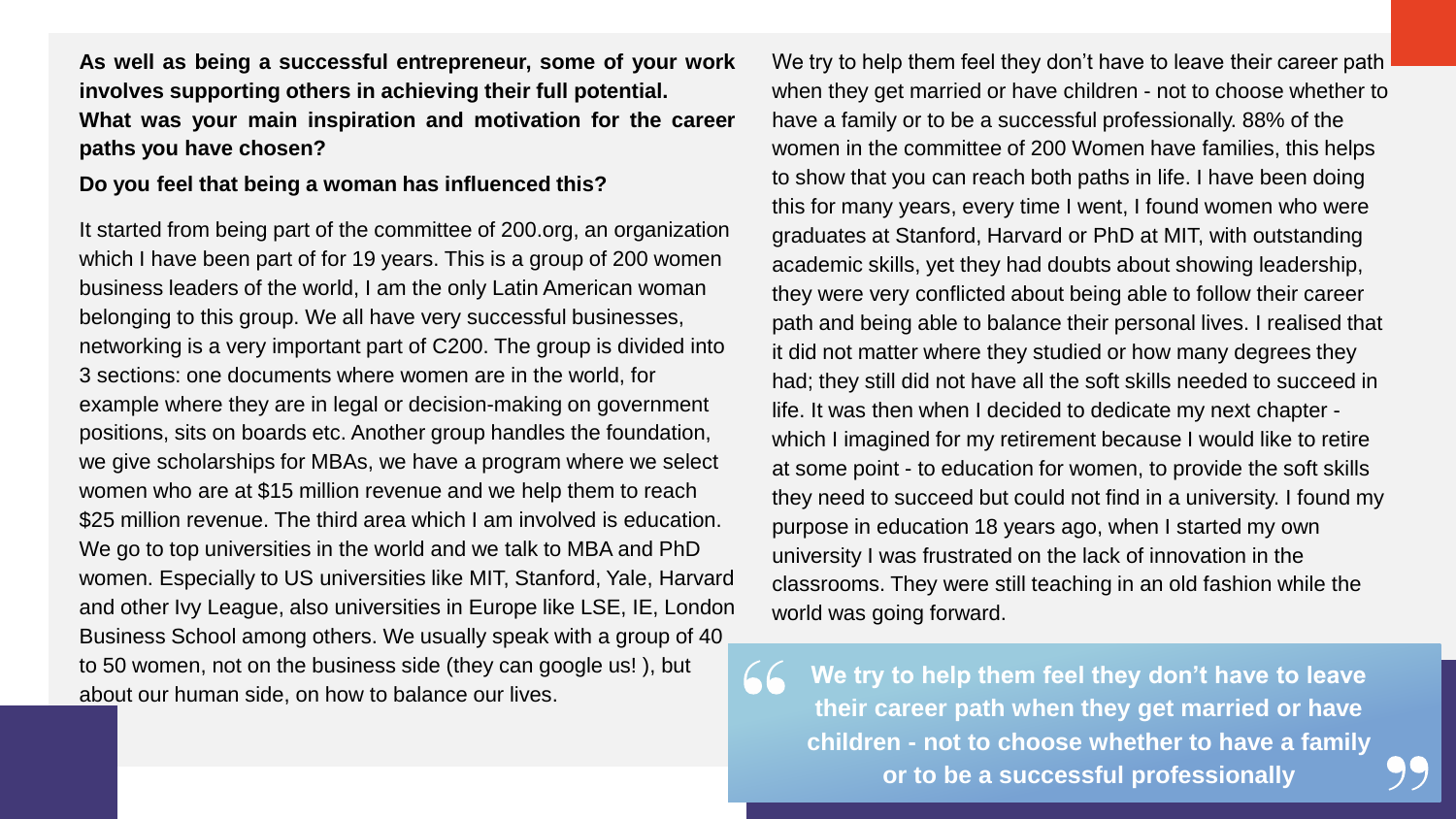**As well as being a successful entrepreneur, some of your work involves supporting others in achieving their full potential. What was your main inspiration and motivation for the career paths you have chosen?**

**Do you feel that being a woman has influenced this?**

It started from being part of the committee of 200.org, an organization which I have been part of for 19 years. This is a group of 200 women business leaders of the world, I am the only Latin American woman belonging to this group. We all have very successful businesses, networking is a very important part of C200. The group is divided into 3 sections: one documents where women are in the world, for example where they are in legal or decision-making on government positions, sits on boards etc. Another group handles the foundation, we give scholarships for MBAs, we have a program where we select women who are at $15 million revenue and we help them to reach $25 million revenue. The third area which I am involved is education. We go to top universities in the world and we talk to MBA and PhD women. Especially to US universities like MIT, Stanford, Yale, Harvard and other Ivy League, also universities in Europe like LSE, IE, London Business School among others. We usually speak with a group of 40 to 50 women, not on the business side (they can google us! ), but about our human side, on how to balance our lives.

We try to help them feel they don't have to leave their career path when they get married or have children - not to choose whether to have a family or to be a successful professionally. 88% of the women in the committee of 200 Women have families, this helps to show that you can reach both paths in life. I have been doing this for many years, every time I went, I found women who were graduates at Stanford, Harvard or PhD at MIT, with outstanding academic skills, yet they had doubts about showing leadership, they were very conflicted about being able to follow their career path and being able to balance their personal lives. I realised that it did not matter where they studied or how many degrees they had; they still did not have all the soft skills needed to succeed in life. It was then when I decided to dedicate my next chapter - which I imagined for my retirement because I would like to retire at some point - to education for women, to provide the soft skills they need to succeed but could not find in a university. I found my purpose in education 18 years ago, when I started my own university I was frustrated on the lack of innovation in the classrooms. They were still teaching in an old fashion while the world was going forward.

> **"We try to help them feel they don't have to leave their career path when they get married or have children - not to choose whether to have a family or to be a successful professionally"**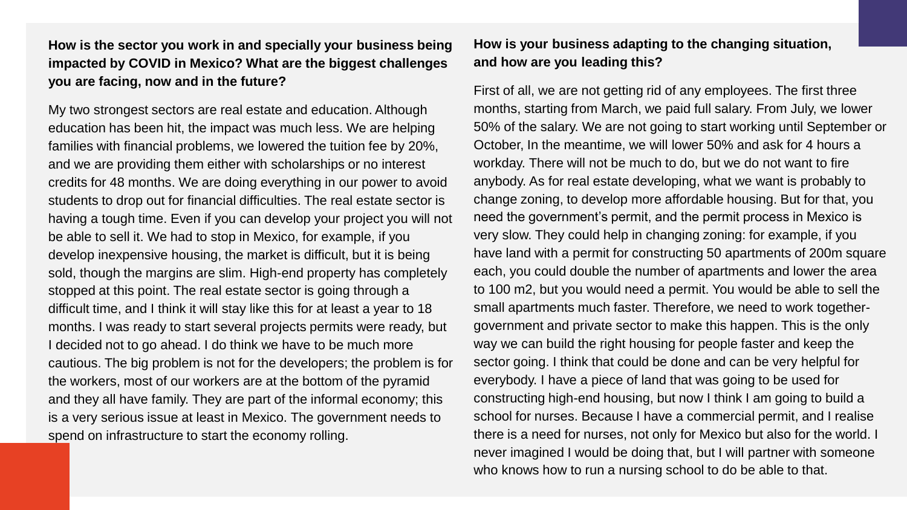**How is the sector you work in and specially your business being impacted by COVID in Mexico? What are the biggest challenges you are facing, now and in the future?**

My two strongest sectors are real estate and education. Although education has been hit, the impact was much less. We are helping families with financial problems, we lowered the tuition fee by 20%, and we are providing them either with scholarships or no interest credits for 48 months. We are doing everything in our power to avoid students to drop out for financial difficulties. The real estate sector is having a tough time. Even if you can develop your project you will not be able to sell it. We had to stop in Mexico, for example, if you develop inexpensive housing, the market is difficult, but it is being sold, though the margins are slim. High-end property has completely stopped at this point. The real estate sector is going through a difficult time, and I think it will stay like this for at least a year to 18 months. I was ready to start several projects permits were ready, but I decided not to go ahead. I do think we have to be much more cautious. The big problem is not for the developers; the problem is for the workers, most of our workers are at the bottom of the pyramid and they all have family. They are part of the informal economy; this is a very serious issue at least in Mexico. The government needs to spend on infrastructure to start the economy rolling.

**How is your business adapting to the changing situation, and how are you leading this?**

First of all, we are not getting rid of any employees. The first three months, starting from March, we paid full salary. From July, we lower 50% of the salary. We are not going to start working until September or October, In the meantime, we will lower 50% and ask for 4 hours a workday. There will not be much to do, but we do not want to fire anybody. As for real estate developing, what we want is probably to change zoning, to develop more affordable housing. But for that, you need the government's permit, and the permit process in Mexico is very slow. They could help in changing zoning: for example, if you have land with a permit for constructing 50 apartments of 200m square each, you could double the number of apartments and lower the area to 100 m2, but you would need a permit. You would be able to sell the small apartments much faster. Therefore, we need to work together- government and private sector to make this happen. This is the only way we can build the right housing for people faster and keep the sector going. I think that could be done and can be very helpful for everybody. I have a piece of land that was going to be used for constructing high-end housing, but now I think I am going to build a school for nurses. Because I have a commercial permit, and I realise there is a need for nurses, not only for Mexico but also for the world. I never imagined I would be doing that, but I will partner with someone who knows how to run a nursing school to do be able to that.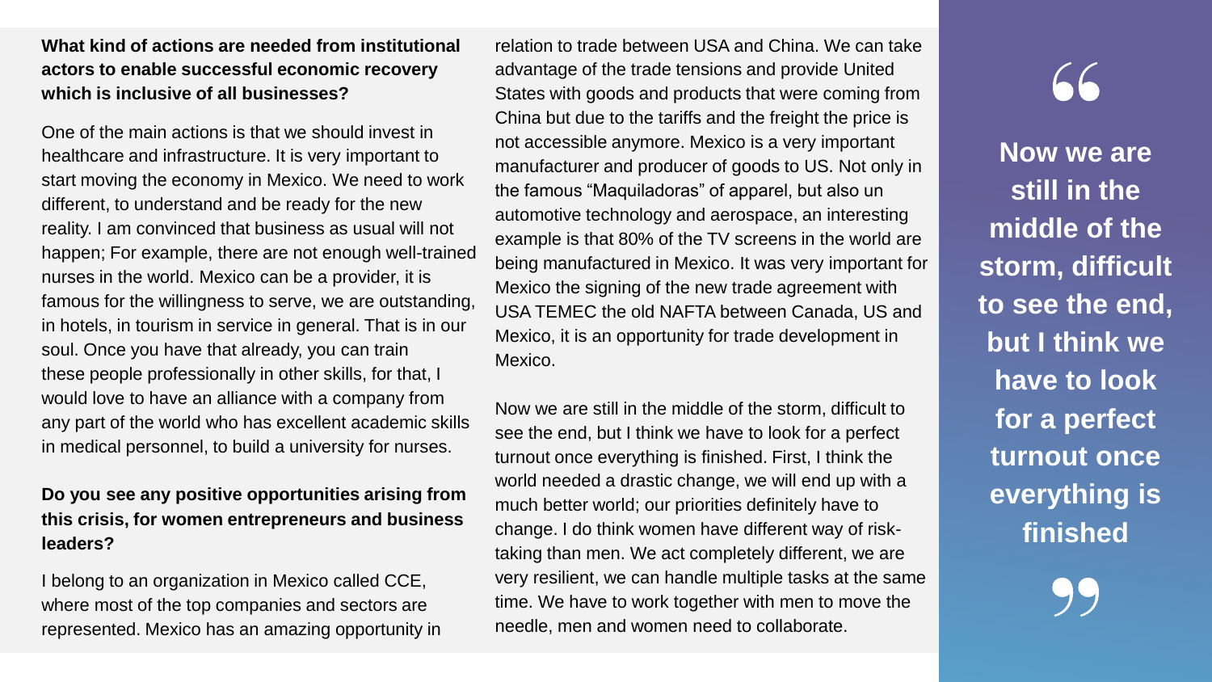**What kind of actions are needed from institutional actors to enable successful economic recovery which is inclusive of all businesses?**

One of the main actions is that we should invest in healthcare and infrastructure. It is very important to start moving the economy in Mexico. We need to work different, to understand and be ready for the new reality. I am convinced that business as usual will not happen; For example, there are not enough well-trained nurses in the world. Mexico can be a provider, it is famous for the willingness to serve, we are outstanding, in hotels, in tourism in service in general. That is in our soul. Once you have that already, you can train these people professionally in other skills, for that, I would love to have an alliance with a company from any part of the world who has excellent academic skills in medical personnel, to build a university for nurses.

**Do you see any positive opportunities arising from this crisis, for women entrepreneurs and business leaders?**

I belong to an organization in Mexico called CCE, where most of the top companies and sectors are represented. Mexico has an amazing opportunity in relation to trade between USA and China. We can take advantage of the trade tensions and provide United States with goods and products that were coming from China but due to the tariffs and the freight the price is not accessible anymore. Mexico is a very important manufacturer and producer of goods to US. Not only in the famous "Maquiladoras" of apparel, but also un automotive technology and aerospace, an interesting example is that 80% of the TV screens in the world are being manufactured in Mexico. It was very important for Mexico the signing of the new trade agreement with USA TEMEC the old NAFTA between Canada, US and Mexico, it is an opportunity for trade development in Mexico.

Now we are still in the middle of the storm, difficult to see the end, but I think we have to look for a perfect turnout once everything is finished. First, I think the world needed a drastic change, we will end up with a much better world; our priorities definitely have to change. I do think women have different way of risk-taking than men. We act completely different, we are very resilient, we can handle multiple tasks at the same time. We have to work together with men to move the needle, men and women need to collaborate.

> **"Now we are still in the middle of the storm, difficult to see the end, but I think we have to look for a perfect turnout once everything is finished"**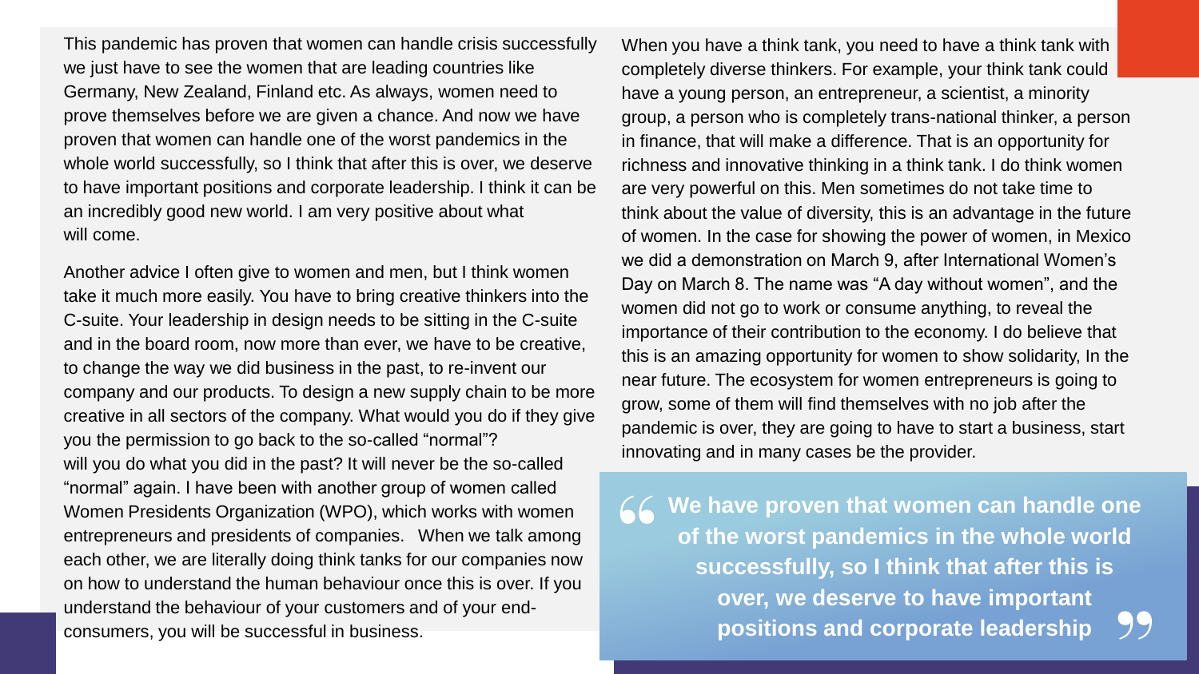This pandemic has proven that women can handle crisis successfully we just have to see the women that are leading countries like Germany, New Zealand, Finland etc. As always, women need to prove themselves before we are given a chance. And now we have proven that women can handle one of the worst pandemics in the whole world successfully, so I think that after this is over, we deserve to have important positions and corporate leadership. I think it can be an incredibly good new world. I am very positive about what will come.

Another advice I often give to women and men, but I think women take it much more easily. You have to bring creative thinkers into the C-suite. Your leadership in design needs to be sitting in the C-suite and in the board room, now more than ever, we have to be creative, to change the way we did business in the past, to re-invent our company and our products. To design a new supply chain to be more creative in all sectors of the company. What would you do if they give you the permission to go back to the so-called "normal"? will you do what you did in the past? It will never be the so-called "normal" again. I have been with another group of women called Women Presidents Organization (WPO), which works with women entrepreneurs and presidents of companies. When we talk among each other, we are literally doing think tanks for our companies now on how to understand the human behaviour once this is over. If you understand the behaviour of your customers and of your end-consumers, you will be successful in business.

When you have a think tank, you need to have a think tank with completely diverse thinkers. For example, your think tank could have a young person, an entrepreneur, a scientist, a minority group, a person who is completely trans-national thinker, a person in finance, that will make a difference. That is an opportunity for richness and innovative thinking in a think tank. I do think women are very powerful on this. Men sometimes do not take time to think about the value of diversity, this is an advantage in the future of women. In the case for showing the power of women, in Mexico we did a demonstration on March 9, after International Women's Day on March 8. The name was "A day without women", and the women did not go to work or consume anything, to reveal the importance of their contribution to the economy. I do believe that this is an amazing opportunity for women to show solidarity, In the near future. The ecosystem for women entrepreneurs is going to grow, some of them will find themselves with no job after the pandemic is over, they are going to have to start a business, start innovating and in many cases be the provider.

> **"We have proven that women can handle one of the worst pandemics in the whole world successfully, so I think that after this is over, we deserve to have important positions and corporate leadership"**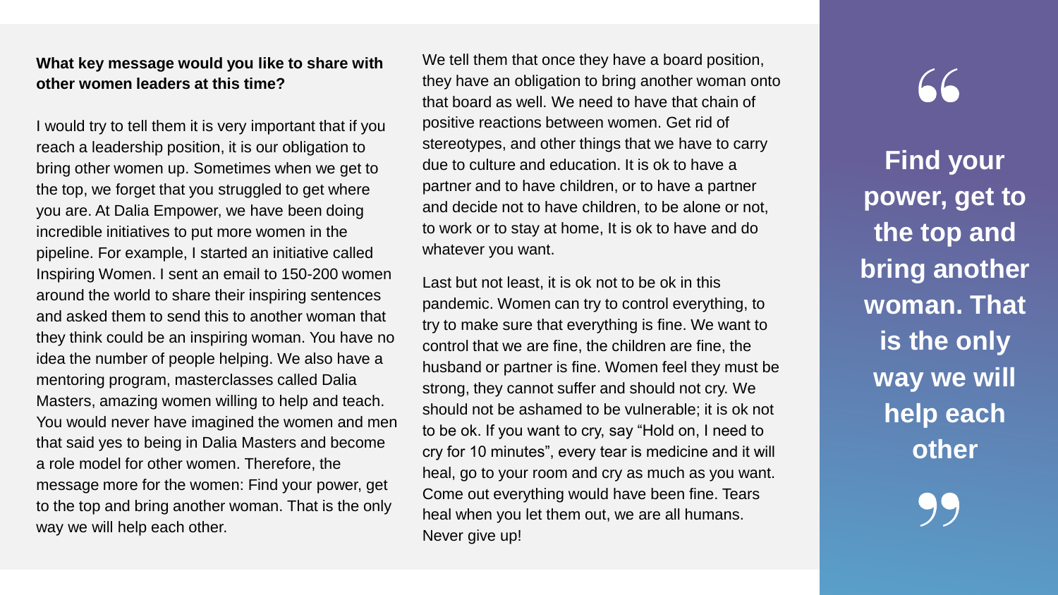**What key message would you like to share with other women leaders at this time?**

I would try to tell them it is very important that if you reach a leadership position, it is our obligation to bring other women up. Sometimes when we get to the top, we forget that you struggled to get where you are. At Dalia Empower, we have been doing incredible initiatives to put more women in the pipeline. For example, I started an initiative called Inspiring Women. I sent an email to 150-200 women around the world to share their inspiring sentences and asked them to send this to another woman that they think could be an inspiring woman. You have no idea the number of people helping. We also have a mentoring program, masterclasses called Dalia Masters, amazing women willing to help and teach. You would never have imagined the women and men that said yes to being in Dalia Masters and become a role model for other women. Therefore, the message more for the women: Find your power, get to the top and bring another woman. That is the only way we will help each other.

We tell them that once they have a board position, they have an obligation to bring another woman onto that board as well. We need to have that chain of positive reactions between women. Get rid of stereotypes, and other things that we have to carry due to culture and education. It is ok to have a partner and to have children, or to have a partner and decide not to have children, to be alone or not, to work or to stay at home, It is ok to have and do whatever you want.

Last but not least, it is ok not to be ok in this pandemic. Women can try to control everything, to try to make sure that everything is fine. We want to control that we are fine, the children are fine, the husband or partner is fine. Women feel they must be strong, they cannot suffer and should not cry. We should not be ashamed to be vulnerable; it is ok not to be ok. If you want to cry, say "Hold on, I need to cry for 10 minutes", every tear is medicine and it will heal, go to your room and cry as much as you want. Come out everything would have been fine. Tears heal when you let them out, we are all humans. Never give up!

> **"Find your power, get to the top and bring another woman. That is the only way we will help each other"**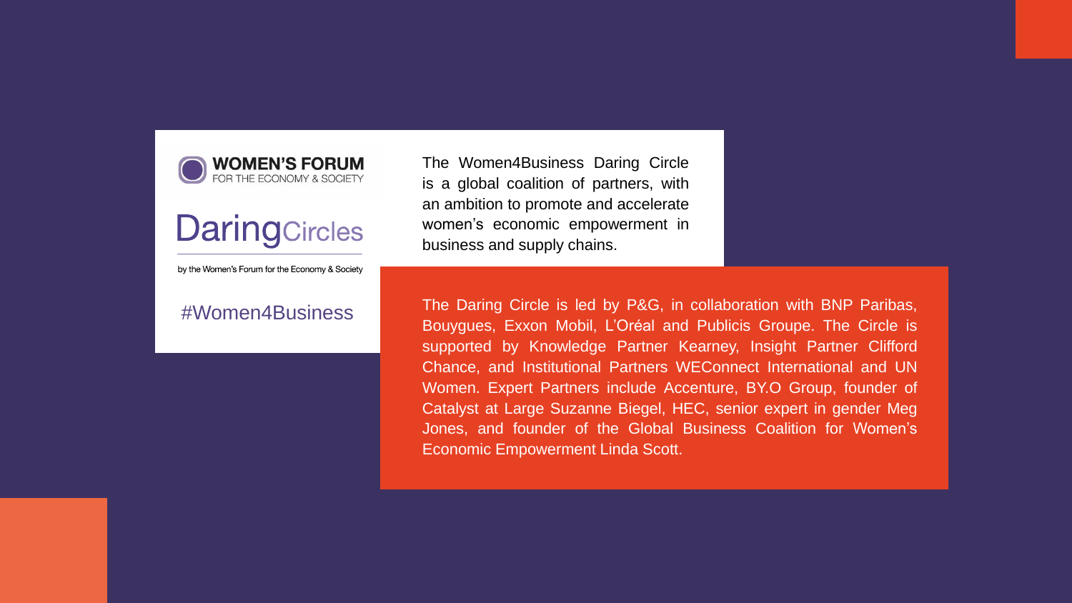**WOMEN'S FORUM**
FOR THE ECONOMY & SOCIETY

**DaringCircles**

by the Women's Forum for the Economy & Society

#Women4Business

The Women4Business Daring Circle is a global coalition of partners, with an ambition to promote and accelerate women's economic empowerment in business and supply chains.

The Daring Circle is led by P&G, in collaboration with BNP Paribas, Bouygues, Exxon Mobil, L'Oréal and Publicis Groupe. The Circle is supported by Knowledge Partner Kearney, Insight Partner Clifford Chance, and Institutional Partners WEConnect International and UN Women. Expert Partners include Accenture, BY.O Group, founder of Catalyst at Large Suzanne Biegel, HEC, senior expert in gender Meg Jones, and founder of the Global Business Coalition for Women's Economic Empowerment Linda Scott.